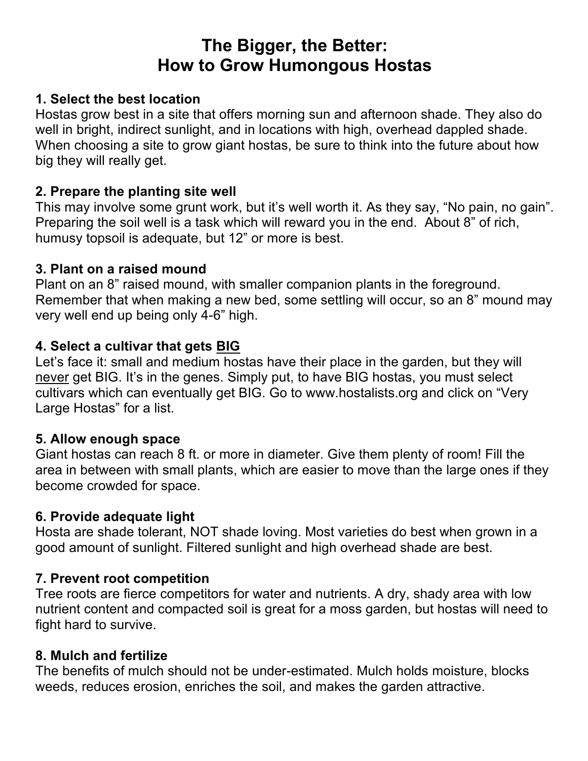# The Bigger, the Better:
# How to Grow Humongous Hostas

### 1. Select the best location

Hostas grow best in a site that offers morning sun and afternoon shade. They also do well in bright, indirect sunlight, and in locations with high, overhead dappled shade. When choosing a site to grow giant hostas, be sure to think into the future about how big they will really get.

### 2. Prepare the planting site well

This may involve some grunt work, but it's well worth it. As they say, "No pain, no gain". Preparing the soil well is a task which will reward you in the end. About 8" of rich, humusy topsoil is adequate, but 12" or more is best.

### 3. Plant on a raised mound

Plant on an 8" raised mound, with smaller companion plants in the foreground. Remember that when making a new bed, some settling will occur, so an 8" mound may very well end up being only 4-6" high.

### 4. Select a cultivar that gets <u>BIG</u>

Let's face it: small and medium hostas have their place in the garden, but they will <u>never</u> get BIG. It's in the genes. Simply put, to have BIG hostas, you must select cultivars which can eventually get BIG. Go to www.hostalists.org and click on "Very Large Hostas" for a list.

### 5. Allow enough space

Giant hostas can reach 8 ft. or more in diameter. Give them plenty of room! Fill the area in between with small plants, which are easier to move than the large ones if they become crowded for space.

### 6. Provide adequate light

Hosta are shade tolerant, NOT shade loving. Most varieties do best when grown in a good amount of sunlight. Filtered sunlight and high overhead shade are best.

### 7. Prevent root competition

Tree roots are fierce competitors for water and nutrients. A dry, shady area with low nutrient content and compacted soil is great for a moss garden, but hostas will need to fight hard to survive.

### 8. Mulch and fertilize

The benefits of mulch should not be under-estimated. Mulch holds moisture, blocks weeds, reduces erosion, enriches the soil, and makes the garden attractive.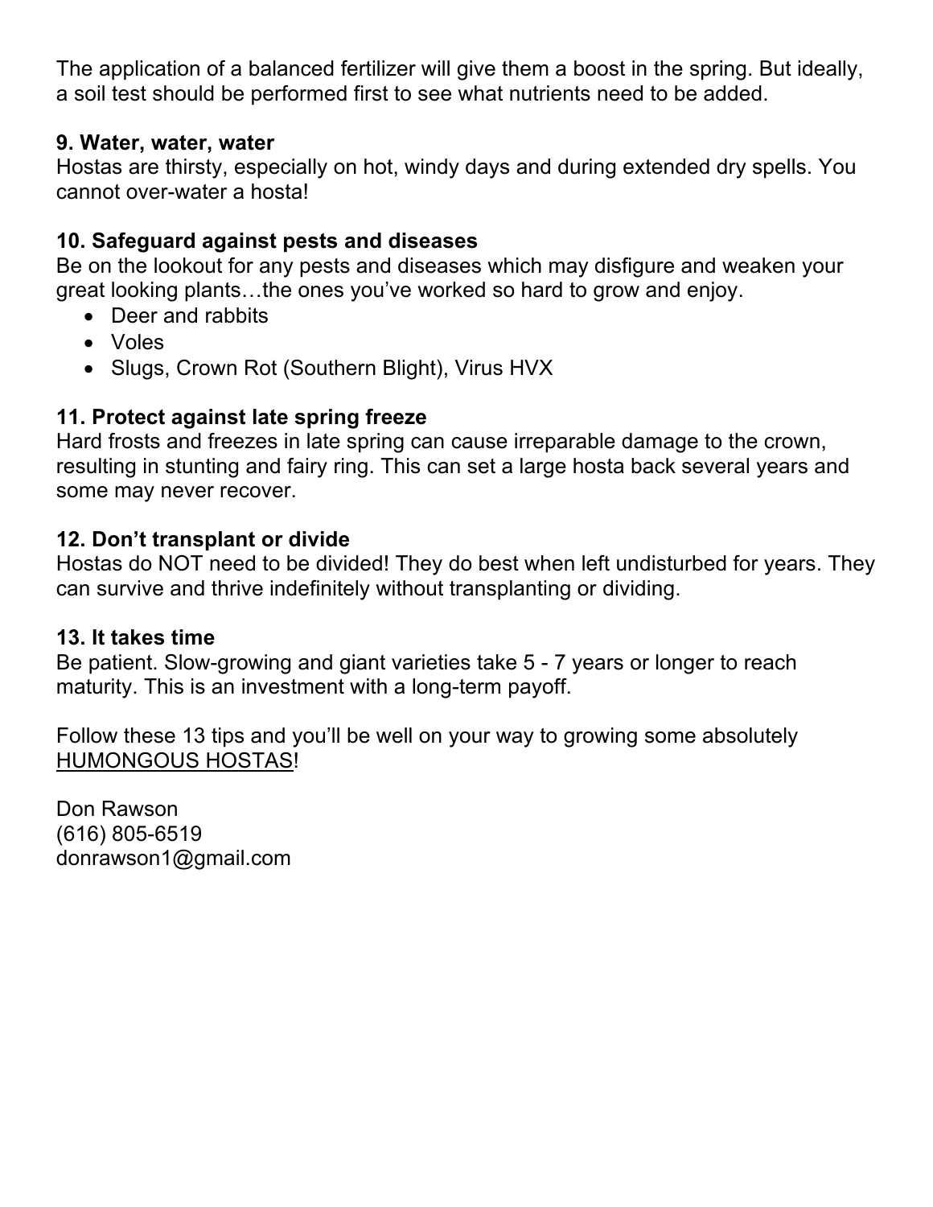The application of a balanced fertilizer will give them a boost in the spring. But ideally, a soil test should be performed first to see what nutrients need to be added.

**9. Water, water, water**

Hostas are thirsty, especially on hot, windy days and during extended dry spells. You cannot over-water a hosta!

**10. Safeguard against pests and diseases**

Be on the lookout for any pests and diseases which may disfigure and weaken your great looking plants…the ones you've worked so hard to grow and enjoy.

- Deer and rabbits
- Voles
- Slugs, Crown Rot (Southern Blight), Virus HVX

**11. Protect against late spring freeze**

Hard frosts and freezes in late spring can cause irreparable damage to the crown, resulting in stunting and fairy ring. This can set a large hosta back several years and some may never recover.

**12. Don't transplant or divide**

Hostas do NOT need to be divided! They do best when left undisturbed for years. They can survive and thrive indefinitely without transplanting or dividing.

**13. It takes time**

Be patient. Slow-growing and giant varieties take 5 - 7 years or longer to reach maturity. This is an investment with a long-term payoff.

Follow these 13 tips and you'll be well on your way to growing some absolutely <u>HUMONGOUS HOSTAS</u>!

Don Rawson
(616) 805-6519
donrawson1@gmail.com